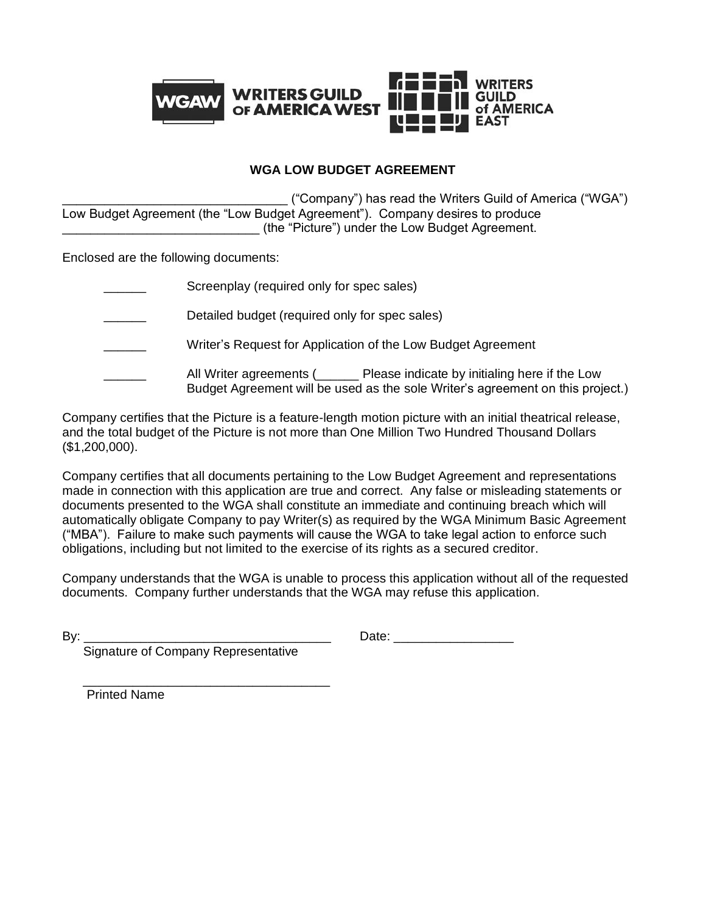WRITERS GUILD OF AMERICA WEST

WRITERS GUILD of AMERICA EAST

# WGA LOW BUDGET AGREEMENT

_______________________________ ("Company") has read the Writers Guild of America ("WGA") Low Budget Agreement (the "Low Budget Agreement"). Company desires to produce ___________________________ (the "Picture") under the Low Budget Agreement.

Enclosed are the following documents:

- ______ Screenplay (required only for spec sales)
- ______ Detailed budget (required only for spec sales)
- ______ Writer's Request for Application of the Low Budget Agreement
- ______ All Writer agreements (______ Please indicate by initialing here if the Low Budget Agreement will be used as the sole Writer's agreement on this project.)

Company certifies that the Picture is a feature-length motion picture with an initial theatrical release, and the total budget of the Picture is not more than One Million Two Hundred Thousand Dollars ($1,200,000).

Company certifies that all documents pertaining to the Low Budget Agreement and representations made in connection with this application are true and correct. Any false or misleading statements or documents presented to the WGA shall constitute an immediate and continuing breach which will automatically obligate Company to pay Writer(s) as required by the WGA Minimum Basic Agreement ("MBA"). Failure to make such payments will cause the WGA to take legal action to enforce such obligations, including but not limited to the exercise of its rights as a secured creditor.

Company understands that the WGA is unable to process this application without all of the requested documents. Company further understands that the WGA may refuse this application.

By: ___________________________________ Date: ________________

Signature of Company Representative

___________________________________

Printed Name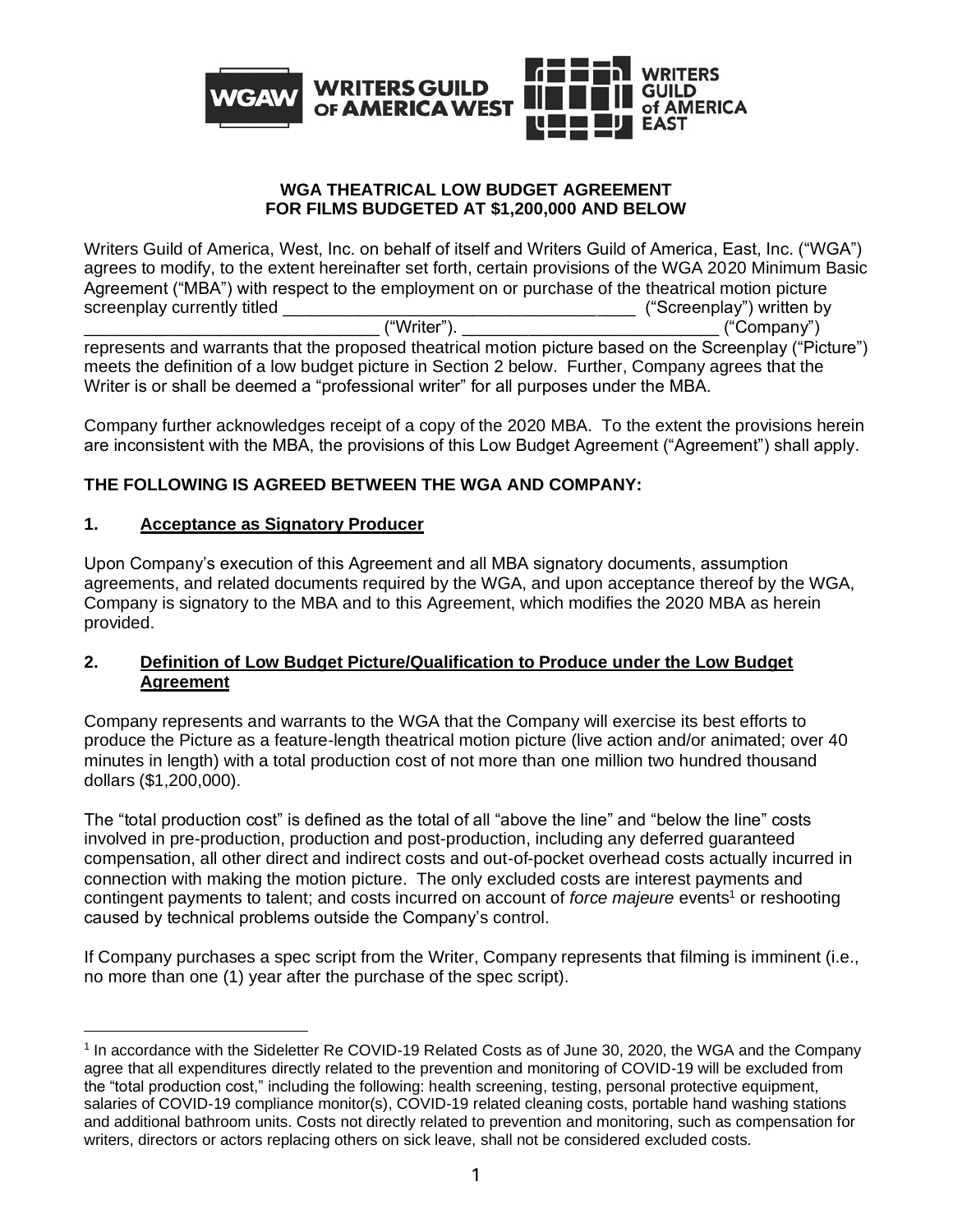WRITERS GUILD OF AMERICA WEST | WRITERS GUILD of AMERICA EAST

**WGA THEATRICAL LOW BUDGET AGREEMENT**
**FOR FILMS BUDGETED AT $1,200,000 AND BELOW**

Writers Guild of America, West, Inc. on behalf of itself and Writers Guild of America, East, Inc. ("WGA") agrees to modify, to the extent hereinafter set forth, certain provisions of the WGA 2020 Minimum Basic Agreement ("MBA") with respect to the employment on or purchase of the theatrical motion picture screenplay currently titled ______________________________________ ("Screenplay") written by ________________________________ ("Writer"). ____________________________ ("Company") represents and warrants that the proposed theatrical motion picture based on the Screenplay ("Picture") meets the definition of a low budget picture in Section 2 below. Further, Company agrees that the Writer is or shall be deemed a "professional writer" for all purposes under the MBA.

Company further acknowledges receipt of a copy of the 2020 MBA. To the extent the provisions herein are inconsistent with the MBA, the provisions of this Low Budget Agreement ("Agreement") shall apply.

**THE FOLLOWING IS AGREED BETWEEN THE WGA AND COMPANY:**

## 1. Acceptance as Signatory Producer

Upon Company's execution of this Agreement and all MBA signatory documents, assumption agreements, and related documents required by the WGA, and upon acceptance thereof by the WGA, Company is signatory to the MBA and to this Agreement, which modifies the 2020 MBA as herein provided.

## 2. Definition of Low Budget Picture/Qualification to Produce under the Low Budget Agreement

Company represents and warrants to the WGA that the Company will exercise its best efforts to produce the Picture as a feature-length theatrical motion picture (live action and/or animated; over 40 minutes in length) with a total production cost of not more than one million two hundred thousand dollars ($1,200,000).

The "total production cost" is defined as the total of all "above the line" and "below the line" costs involved in pre-production, production and post-production, including any deferred guaranteed compensation, all other direct and indirect costs and out-of-pocket overhead costs actually incurred in connection with making the motion picture. The only excluded costs are interest payments and contingent payments to talent; and costs incurred on account of *force majeure* events[1] or reshooting caused by technical problems outside the Company's control.

If Company purchases a spec script from the Writer, Company represents that filming is imminent (i.e., no more than one (1) year after the purchase of the spec script).

[1] In accordance with the Sideletter Re COVID-19 Related Costs as of June 30, 2020, the WGA and the Company agree that all expenditures directly related to the prevention and monitoring of COVID-19 will be excluded from the "total production cost," including the following: health screening, testing, personal protective equipment, salaries of COVID-19 compliance monitor(s), COVID-19 related cleaning costs, portable hand washing stations and additional bathroom units. Costs not directly related to prevention and monitoring, such as compensation for writers, directors or actors replacing others on sick leave, shall not be considered excluded costs.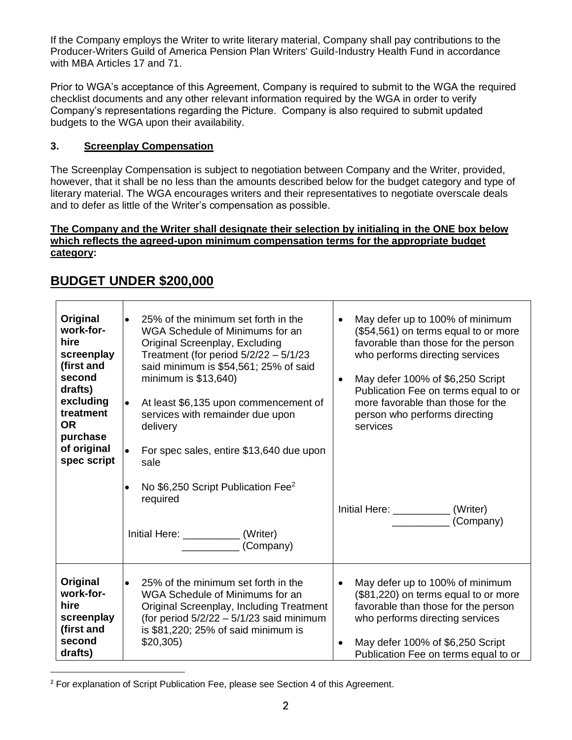If the Company employs the Writer to write literary material, Company shall pay contributions to the Producer-Writers Guild of America Pension Plan Writers' Guild-Industry Health Fund in accordance with MBA Articles 17 and 71.

Prior to WGA's acceptance of this Agreement, Company is required to submit to the WGA the required checklist documents and any other relevant information required by the WGA in order to verify Company's representations regarding the Picture. Company is also required to submit updated budgets to the WGA upon their availability.

### 3. Screenplay Compensation

The Screenplay Compensation is subject to negotiation between Company and the Writer, provided, however, that it shall be no less than the amounts described below for the budget category and type of literary material. The WGA encourages writers and their representatives to negotiate overscale deals and to defer as little of the Writer's compensation as possible.

**The Company and the Writer shall designate their selection by initialing in the ONE box below which reflects the agreed-upon minimum compensation terms for the appropriate budget category:**

## BUDGET UNDER $200,000

| | | |
|---|---|---|
| **Original work-for-hire screenplay (first and second drafts) excluding treatment OR purchase of original spec script** | • 25% of the minimum set forth in the WGA Schedule of Minimums for an Original Screenplay, Excluding Treatment (for period 5/2/22 – 5/1/23 said minimum is $54,561; 25% of said minimum is $13,640)<br>• At least $6,135 upon commencement of services with remainder due upon delivery<br>• For spec sales, entire $13,640 due upon sale<br>• No $6,250 Script Publication Fee[2] required<br><br>Initial Here: __________ (Writer)<br>__________ (Company) | • May defer up to 100% of minimum ($54,561) on terms equal to or more favorable than those for the person who performs directing services<br>• May defer 100% of $6,250 Script Publication Fee on terms equal to or more favorable than those for the person who performs directing services<br><br>Initial Here: __________ (Writer)<br>__________ (Company) |
| **Original work-for-hire screenplay (first and second drafts)** | • 25% of the minimum set forth in the WGA Schedule of Minimums for an Original Screenplay, Including Treatment (for period 5/2/22 – 5/1/23 said minimum is $81,220; 25% of said minimum is $20,305) | • May defer up to 100% of minimum ($81,220) on terms equal to or more favorable than those for the person who performs directing services<br>• May defer 100% of $6,250 Script Publication Fee on terms equal to or |

[2] For explanation of Script Publication Fee, please see Section 4 of this Agreement.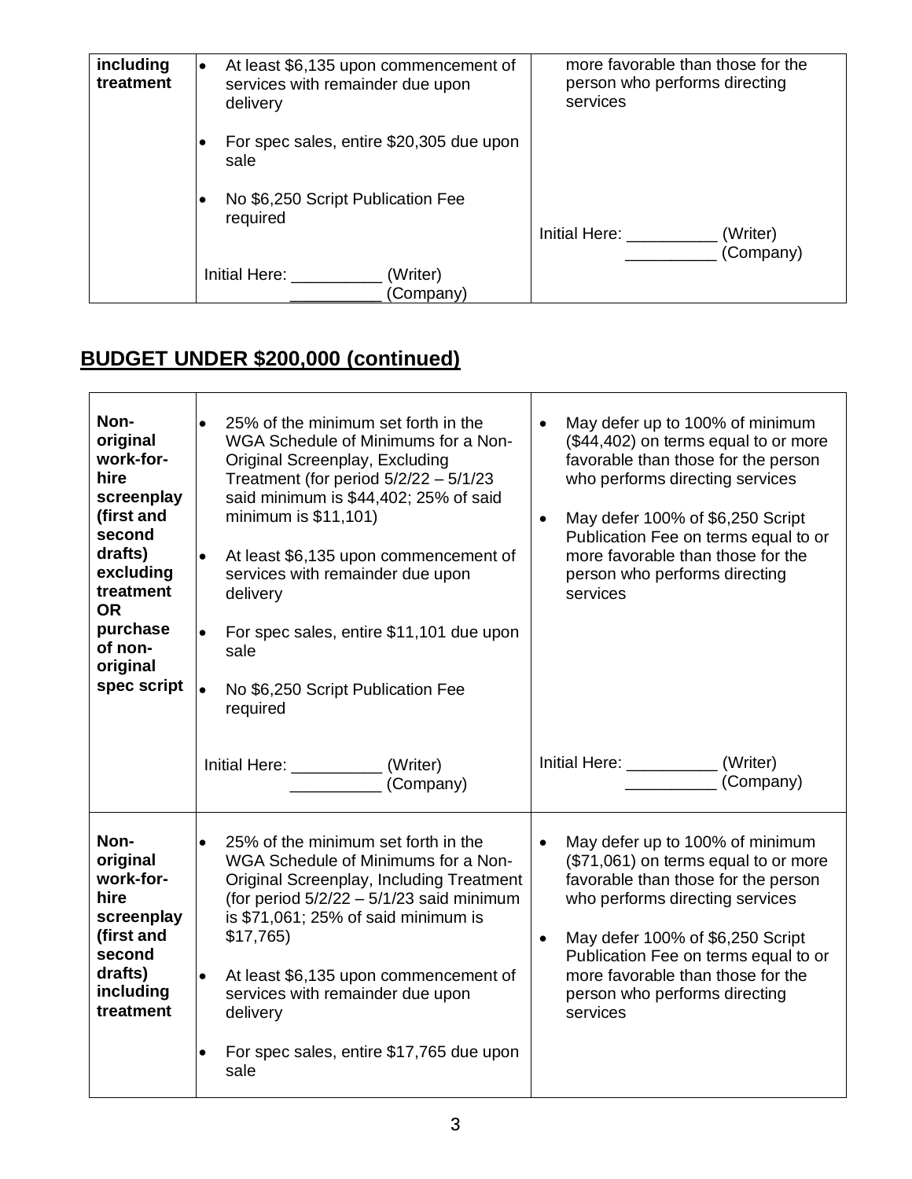| including treatment | • At least $6,135 upon commencement of services with remainder due upon delivery<br><br>• For spec sales, entire $20,305 due upon sale<br><br>• No $6,250 Script Publication Fee required<br><br>Initial Here: __________ (Writer)<br>__________ (Company) | more favorable than those for the person who performs directing services<br><br>Initial Here: __________ (Writer)<br>__________ (Company) |
|---|---|---|

## BUDGET UNDER $200,000 (continued)

| **Non-original work-for-hire screenplay (first and second drafts) excluding treatment OR purchase of non-original spec script** | • 25% of the minimum set forth in the WGA Schedule of Minimums for a Non-Original Screenplay, Excluding Treatment (for period 5/2/22 – 5/1/23 said minimum is $44,402; 25% of said minimum is $11,101)<br><br>• At least $6,135 upon commencement of services with remainder due upon delivery<br><br>• For spec sales, entire $11,101 due upon sale<br><br>• No $6,250 Script Publication Fee required<br><br>Initial Here: __________ (Writer)<br>__________ (Company) | • May defer up to 100% of minimum ($44,402) on terms equal to or more favorable than those for the person who performs directing services<br><br>• May defer 100% of $6,250 Script Publication Fee on terms equal to or more favorable than those for the person who performs directing services<br><br>Initial Here: __________ (Writer)<br>__________ (Company) |
|---|---|---|
| **Non-original work-for-hire screenplay (first and second drafts) including treatment** | • 25% of the minimum set forth in the WGA Schedule of Minimums for a Non-Original Screenplay, Including Treatment (for period 5/2/22 – 5/1/23 said minimum is $71,061; 25% of said minimum is $17,765)<br><br>• At least $6,135 upon commencement of services with remainder due upon delivery<br><br>• For spec sales, entire $17,765 due upon sale | • May defer up to 100% of minimum ($71,061) on terms equal to or more favorable than those for the person who performs directing services<br><br>• May defer 100% of $6,250 Script Publication Fee on terms equal to or more favorable than those for the person who performs directing services |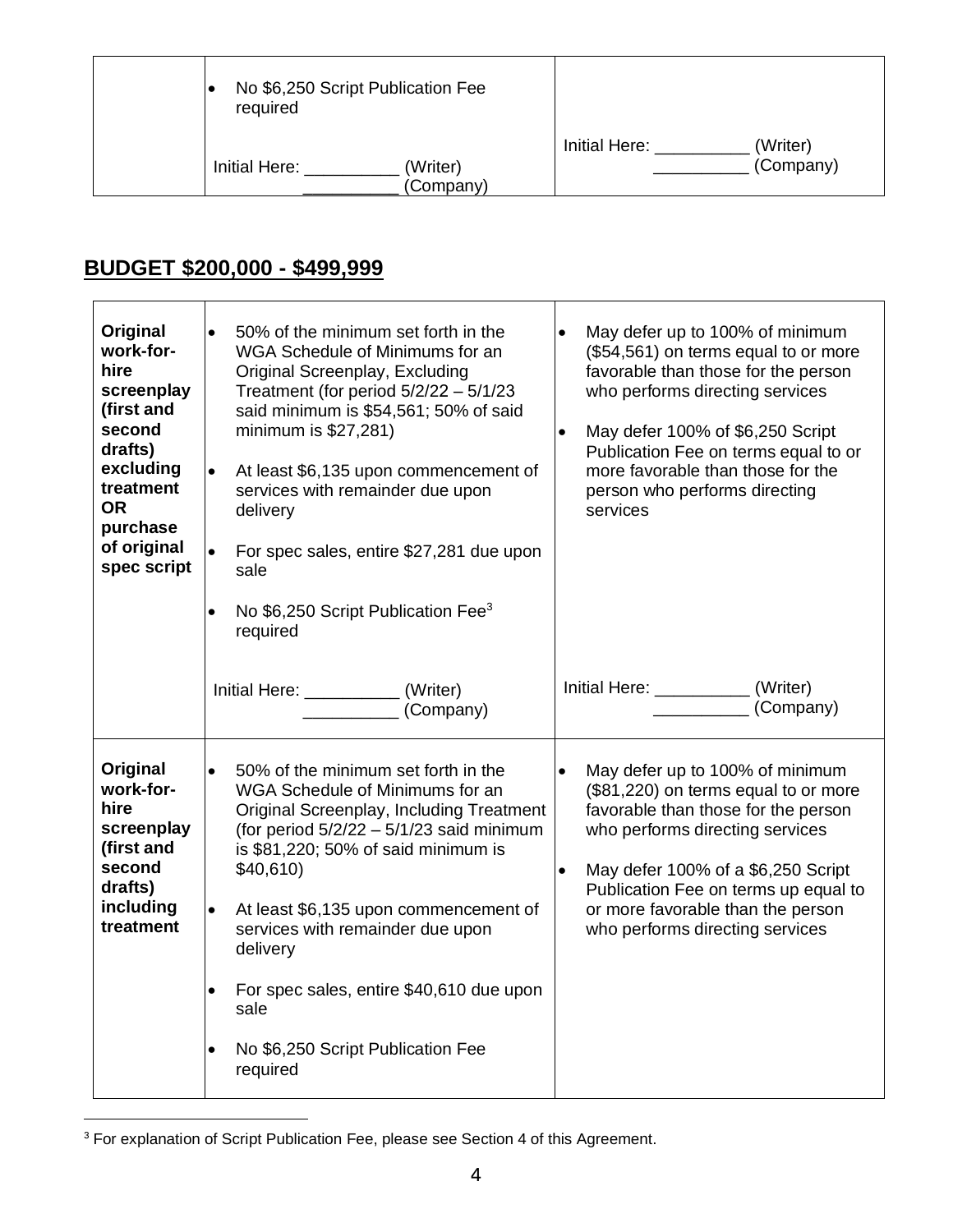| | • No $6,250 Script Publication Fee required<br><br>Initial Here: __________ (Writer)<br>__________ (Company) | Initial Here: __________ (Writer)<br>__________ (Company) |
|---|---|---|

## BUDGET $200,000 - $499,999

| | | |
|---|---|---|
| **Original work-for-hire screenplay (first and second drafts) excluding treatment OR purchase of original spec script** | • 50% of the minimum set forth in the WGA Schedule of Minimums for an Original Screenplay, Excluding Treatment (for period 5/2/22 – 5/1/23 said minimum is $54,561; 50% of said minimum is $27,281)<br><br>• At least $6,135 upon commencement of services with remainder due upon delivery<br><br>• For spec sales, entire $27,281 due upon sale<br><br>• No $6,250 Script Publication Fee[3] required<br><br>Initial Here: __________ (Writer)<br>__________ (Company) | • May defer up to 100% of minimum ($54,561) on terms equal to or more favorable than those for the person who performs directing services<br><br>• May defer 100% of $6,250 Script Publication Fee on terms equal to or more favorable than those for the person who performs directing services<br><br>Initial Here: __________ (Writer)<br>__________ (Company) |
| **Original work-for-hire screenplay (first and second drafts) including treatment** | • 50% of the minimum set forth in the WGA Schedule of Minimums for an Original Screenplay, Including Treatment (for period 5/2/22 – 5/1/23 said minimum is $81,220; 50% of said minimum is $40,610)<br><br>• At least $6,135 upon commencement of services with remainder due upon delivery<br><br>• For spec sales, entire $40,610 due upon sale<br><br>• No $6,250 Script Publication Fee required | • May defer up to 100% of minimum ($81,220) on terms equal to or more favorable than those for the person who performs directing services<br><br>• May defer 100% of a $6,250 Script Publication Fee on terms up equal to or more favorable than the person who performs directing services |

[3] For explanation of Script Publication Fee, please see Section 4 of this Agreement.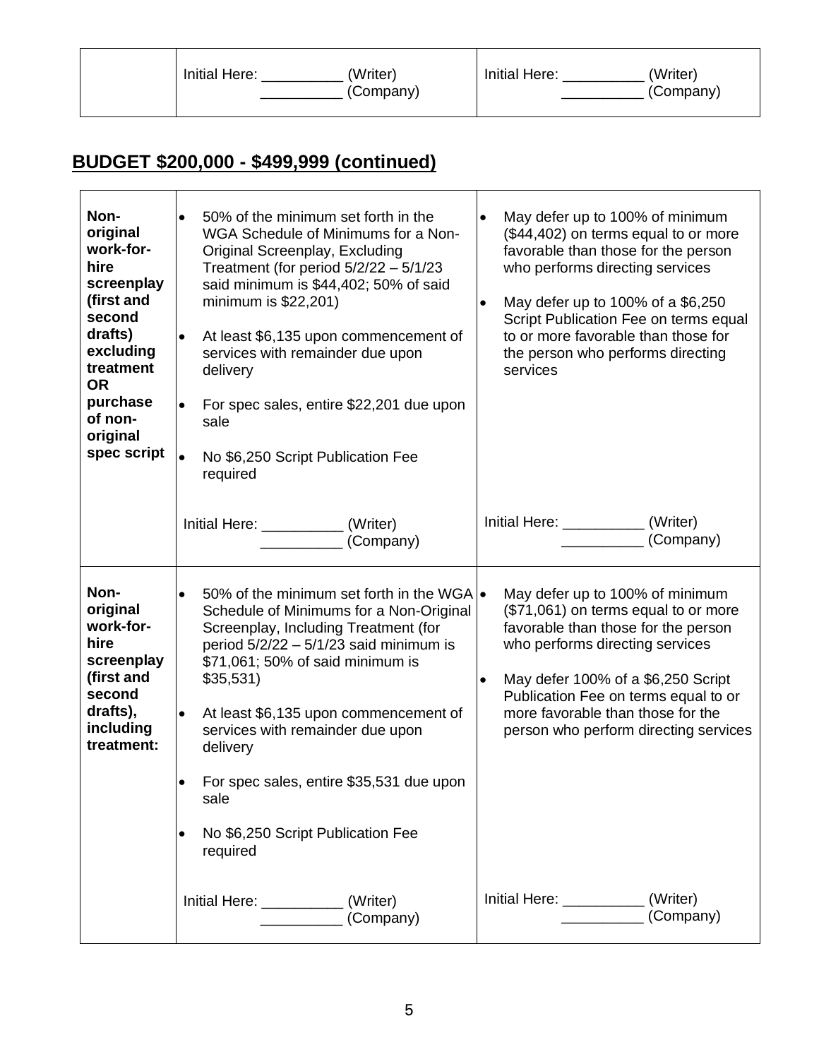| | Initial Here: __________ (Writer)<br>__________ (Company) | Initial Here: __________ (Writer)<br>__________ (Company) |
|---|---|---|

## BUDGET $200,000 - $499,999 (continued)

| | | |
|---|---|---|
| **Non-original work-for-hire screenplay (first and second drafts) excluding treatment OR purchase of non-original spec script** | • 50% of the minimum set forth in the WGA Schedule of Minimums for a Non-Original Screenplay, Excluding Treatment (for period 5/2/22 – 5/1/23 said minimum is $44,402; 50% of said minimum is $22,201)<br><br>• At least $6,135 upon commencement of services with remainder due upon delivery<br><br>• For spec sales, entire $22,201 due upon sale<br><br>• No $6,250 Script Publication Fee required<br><br>Initial Here: __________ (Writer)<br>__________ (Company) | • May defer up to 100% of minimum ($44,402) on terms equal to or more favorable than those for the person who performs directing services<br><br>• May defer up to 100% of a $6,250 Script Publication Fee on terms equal to or more favorable than those for the person who performs directing services<br><br>Initial Here: __________ (Writer)<br>__________ (Company) |
| **Non-original work-for-hire screenplay (first and second drafts), including treatment:** | • 50% of the minimum set forth in the WGA Schedule of Minimums for a Non-Original Screenplay, Including Treatment (for period 5/2/22 – 5/1/23 said minimum is $71,061; 50% of said minimum is $35,531)<br><br>• At least $6,135 upon commencement of services with remainder due upon delivery<br><br>• For spec sales, entire $35,531 due upon sale<br><br>• No $6,250 Script Publication Fee required<br><br>Initial Here: __________ (Writer)<br>__________ (Company) | • May defer up to 100% of minimum ($71,061) on terms equal to or more favorable than those for the person who performs directing services<br><br>• May defer 100% of a $6,250 Script Publication Fee on terms equal to or more favorable than those for the person who perform directing services<br><br>Initial Here: __________ (Writer)<br>__________ (Company) |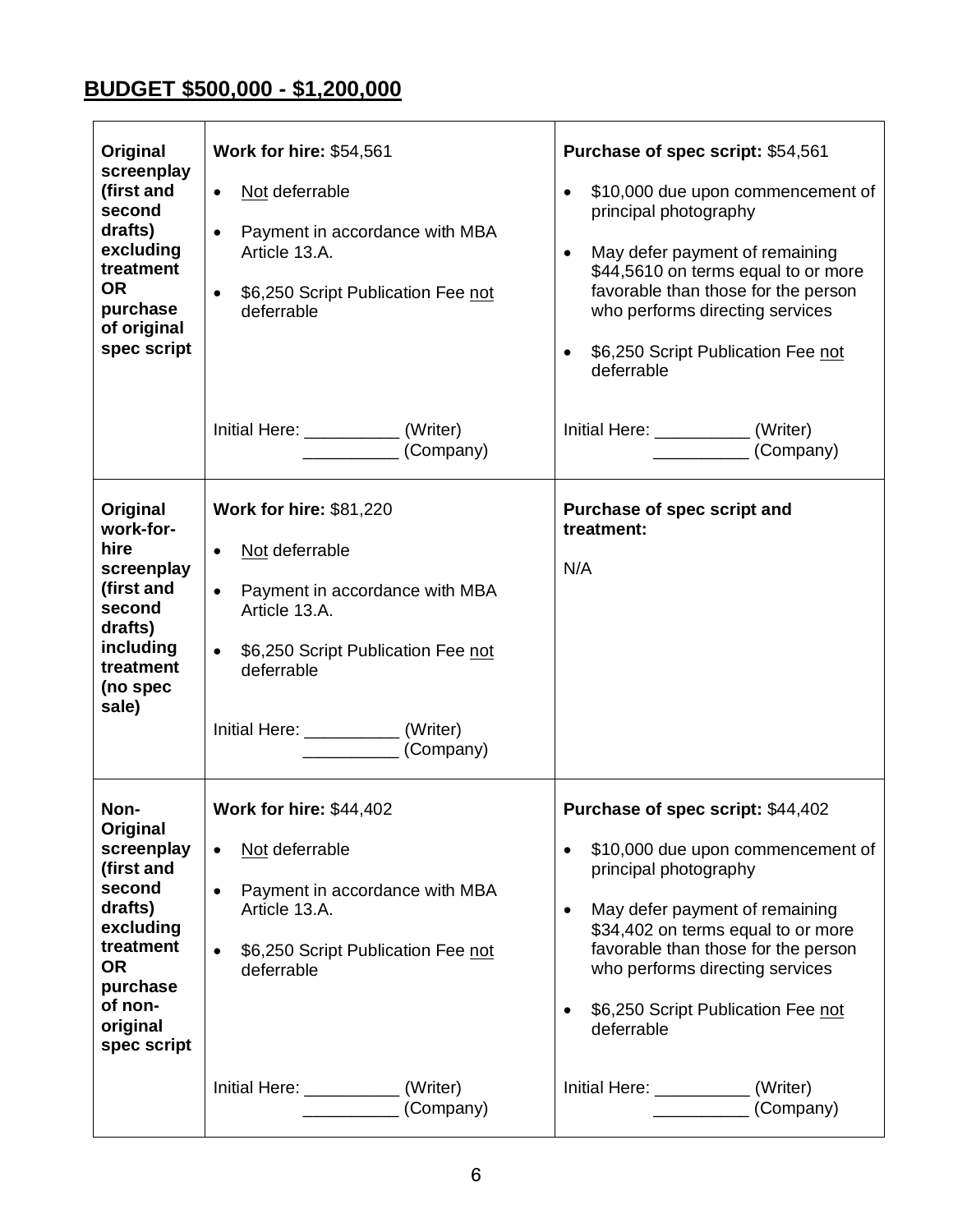## BUDGET $500,000 - $1,200,000

| | | |
|---|---|---|
| **Original screenplay (first and second drafts) excluding treatment OR purchase of original spec script** | **Work for hire:** $54,561<br><br>• Not deferrable<br>• Payment in accordance with MBA Article 13.A.<br>• $6,250 Script Publication Fee not deferrable<br><br>Initial Here: __________ (Writer)<br>__________ (Company) | **Purchase of spec script:** $54,561<br><br>• $10,000 due upon commencement of principal photography<br>• May defer payment of remaining $44,5610 on terms equal to or more favorable than those for the person who performs directing services<br>• $6,250 Script Publication Fee not deferrable<br><br>Initial Here: __________ (Writer)<br>__________ (Company) |
| **Original work-for-hire screenplay (first and second drafts) including treatment (no spec sale)** | **Work for hire:** $81,220<br><br>• Not deferrable<br>• Payment in accordance with MBA Article 13.A.<br>• $6,250 Script Publication Fee not deferrable<br><br>Initial Here: __________ (Writer)<br>__________ (Company) | **Purchase of spec script and treatment:**<br><br>N/A |
| **Non-Original screenplay (first and second drafts) excluding treatment OR purchase of non-original spec script** | **Work for hire:** $44,402<br><br>• Not deferrable<br>• Payment in accordance with MBA Article 13.A.<br>• $6,250 Script Publication Fee not deferrable<br><br>Initial Here: __________ (Writer)<br>__________ (Company) | **Purchase of spec script:** $44,402<br><br>• $10,000 due upon commencement of principal photography<br>• May defer payment of remaining $34,402 on terms equal to or more favorable than those for the person who performs directing services<br>• $6,250 Script Publication Fee not deferrable<br><br>Initial Here: __________ (Writer)<br>__________ (Company) |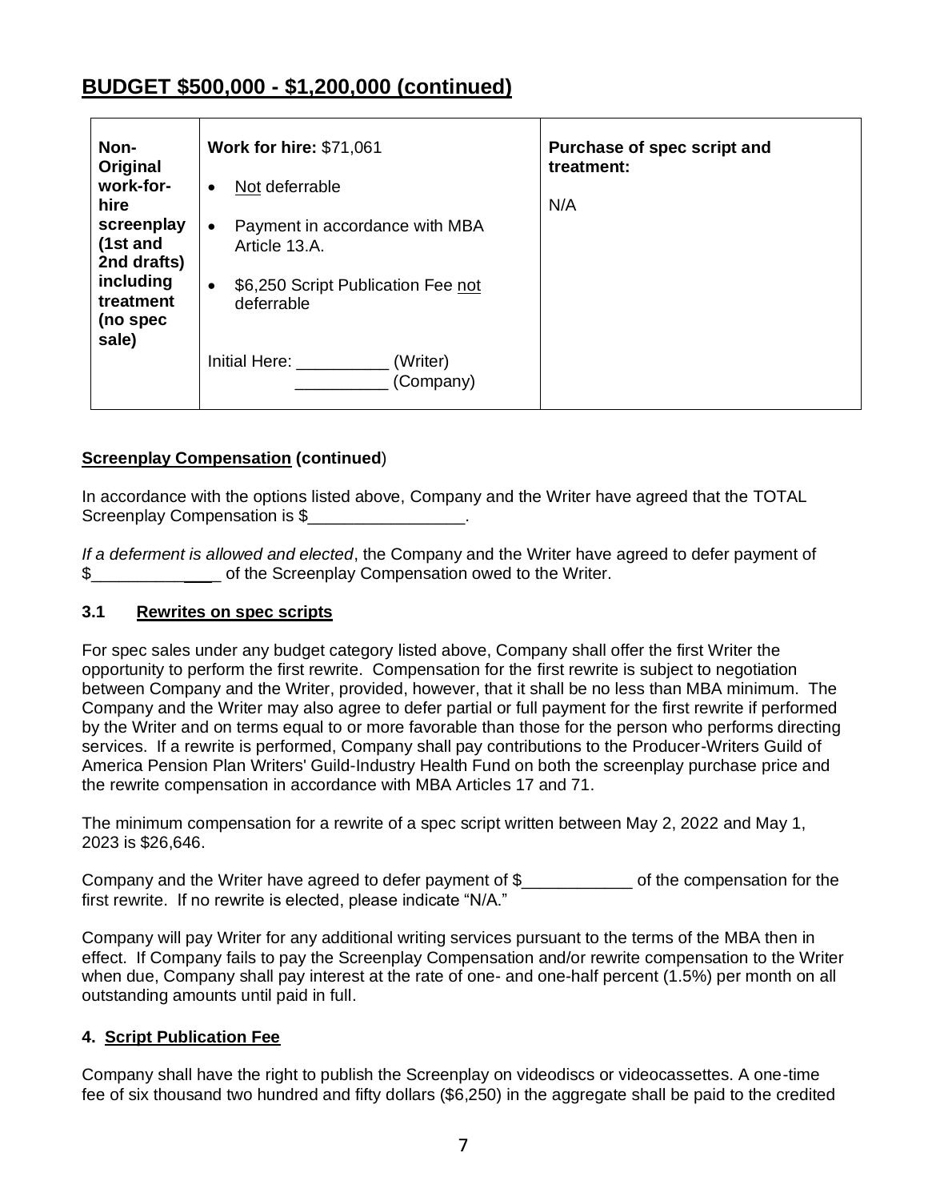## BUDGET $500,000 - $1,200,000 (continued)

| | | |
|---|---|---|
| **Non-Original work-for-hire screenplay (1st and 2nd drafts) including treatment (no spec sale)** | **Work for hire:** $71,061<br>• Not deferrable<br>• Payment in accordance with MBA Article 13.A.<br>• $6,250 Script Publication Fee not deferrable<br><br>Initial Here: __________ (Writer)<br>__________ (Company) | **Purchase of spec script and treatment:**<br><br>N/A |

**Screenplay Compensation (continued)**

In accordance with the options listed above, Company and the Writer have agreed that the TOTAL Screenplay Compensation is $_________________.

*If a deferment is allowed and elected*, the Company and the Writer have agreed to defer payment of $_____________ of the Screenplay Compensation owed to the Writer.

### 3.1 Rewrites on spec scripts

For spec sales under any budget category listed above, Company shall offer the first Writer the opportunity to perform the first rewrite. Compensation for the first rewrite is subject to negotiation between Company and the Writer, provided, however, that it shall be no less than MBA minimum. The Company and the Writer may also agree to defer partial or full payment for the first rewrite if performed by the Writer and on terms equal to or more favorable than those for the person who performs directing services. If a rewrite is performed, Company shall pay contributions to the Producer-Writers Guild of America Pension Plan Writers' Guild-Industry Health Fund on both the screenplay purchase price and the rewrite compensation in accordance with MBA Articles 17 and 71.

The minimum compensation for a rewrite of a spec script written between May 2, 2022 and May 1, 2023 is $26,646.

Company and the Writer have agreed to defer payment of $____________ of the compensation for the first rewrite. If no rewrite is elected, please indicate "N/A."

Company will pay Writer for any additional writing services pursuant to the terms of the MBA then in effect. If Company fails to pay the Screenplay Compensation and/or rewrite compensation to the Writer when due, Company shall pay interest at the rate of one- and one-half percent (1.5%) per month on all outstanding amounts until paid in full.

### 4. Script Publication Fee

Company shall have the right to publish the Screenplay on videodiscs or videocassettes. A one-time fee of six thousand two hundred and fifty dollars ($6,250) in the aggregate shall be paid to the credited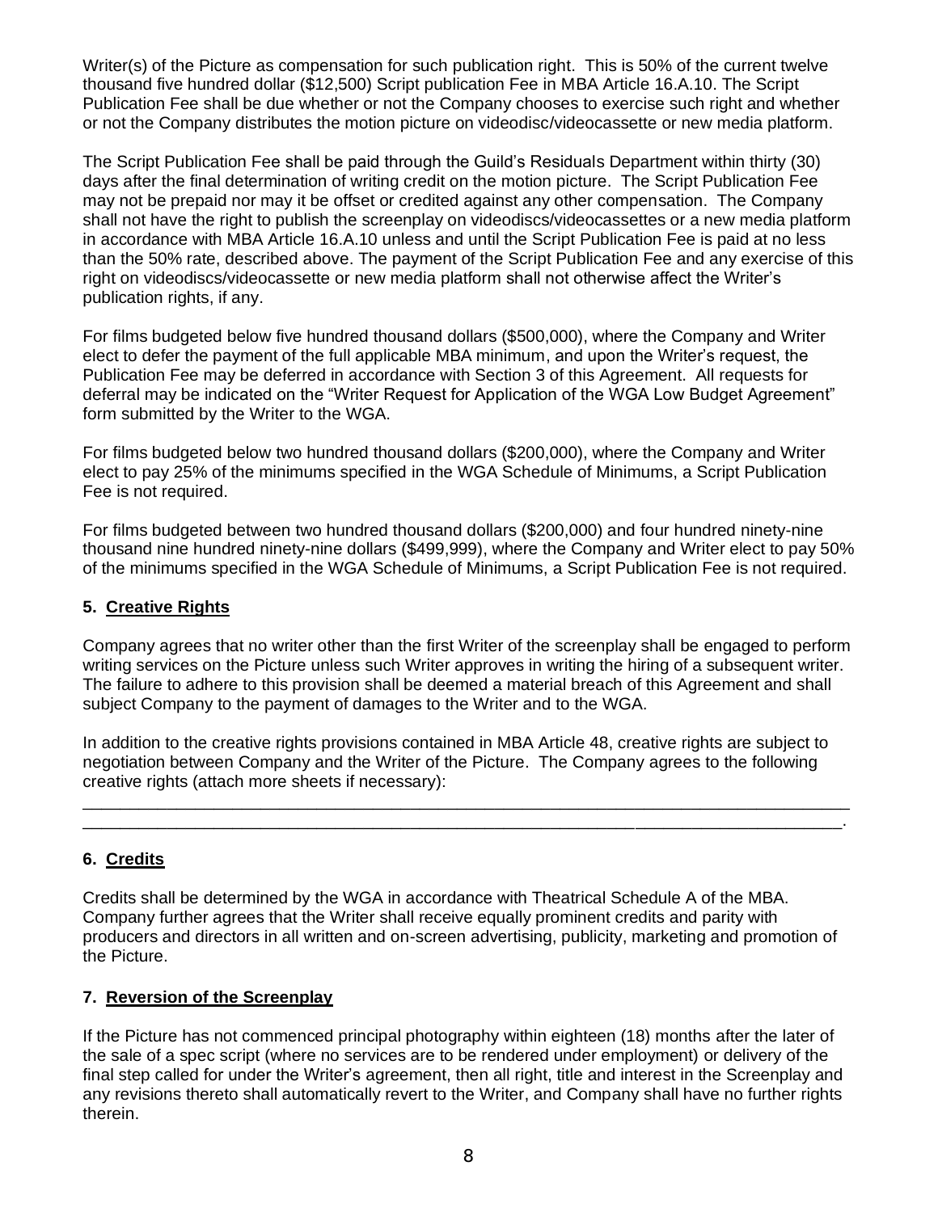Writer(s) of the Picture as compensation for such publication right. This is 50% of the current twelve thousand five hundred dollar ($12,500) Script publication Fee in MBA Article 16.A.10. The Script Publication Fee shall be due whether or not the Company chooses to exercise such right and whether or not the Company distributes the motion picture on videodisc/videocassette or new media platform.

The Script Publication Fee shall be paid through the Guild's Residuals Department within thirty (30) days after the final determination of writing credit on the motion picture. The Script Publication Fee may not be prepaid nor may it be offset or credited against any other compensation. The Company shall not have the right to publish the screenplay on videodiscs/videocassettes or a new media platform in accordance with MBA Article 16.A.10 unless and until the Script Publication Fee is paid at no less than the 50% rate, described above. The payment of the Script Publication Fee and any exercise of this right on videodiscs/videocassette or new media platform shall not otherwise affect the Writer's publication rights, if any.

For films budgeted below five hundred thousand dollars ($500,000), where the Company and Writer elect to defer the payment of the full applicable MBA minimum, and upon the Writer's request, the Publication Fee may be deferred in accordance with Section 3 of this Agreement. All requests for deferral may be indicated on the "Writer Request for Application of the WGA Low Budget Agreement" form submitted by the Writer to the WGA.

For films budgeted below two hundred thousand dollars ($200,000), where the Company and Writer elect to pay 25% of the minimums specified in the WGA Schedule of Minimums, a Script Publication Fee is not required.

For films budgeted between two hundred thousand dollars ($200,000) and four hundred ninety-nine thousand nine hundred ninety-nine dollars ($499,999), where the Company and Writer elect to pay 50% of the minimums specified in the WGA Schedule of Minimums, a Script Publication Fee is not required.

## 5. Creative Rights

Company agrees that no writer other than the first Writer of the screenplay shall be engaged to perform writing services on the Picture unless such Writer approves in writing the hiring of a subsequent writer. The failure to adhere to this provision shall be deemed a material breach of this Agreement and shall subject Company to the payment of damages to the Writer and to the WGA.

In addition to the creative rights provisions contained in MBA Article 48, creative rights are subject to negotiation between Company and the Writer of the Picture. The Company agrees to the following creative rights (attach more sheets if necessary):

______________________________________________________________________________
_____________________________________________________________________________.

## 6. Credits

Credits shall be determined by the WGA in accordance with Theatrical Schedule A of the MBA. Company further agrees that the Writer shall receive equally prominent credits and parity with producers and directors in all written and on-screen advertising, publicity, marketing and promotion of the Picture.

## 7. Reversion of the Screenplay

If the Picture has not commenced principal photography within eighteen (18) months after the later of the sale of a spec script (where no services are to be rendered under employment) or delivery of the final step called for under the Writer's agreement, then all right, title and interest in the Screenplay and any revisions thereto shall automatically revert to the Writer, and Company shall have no further rights therein.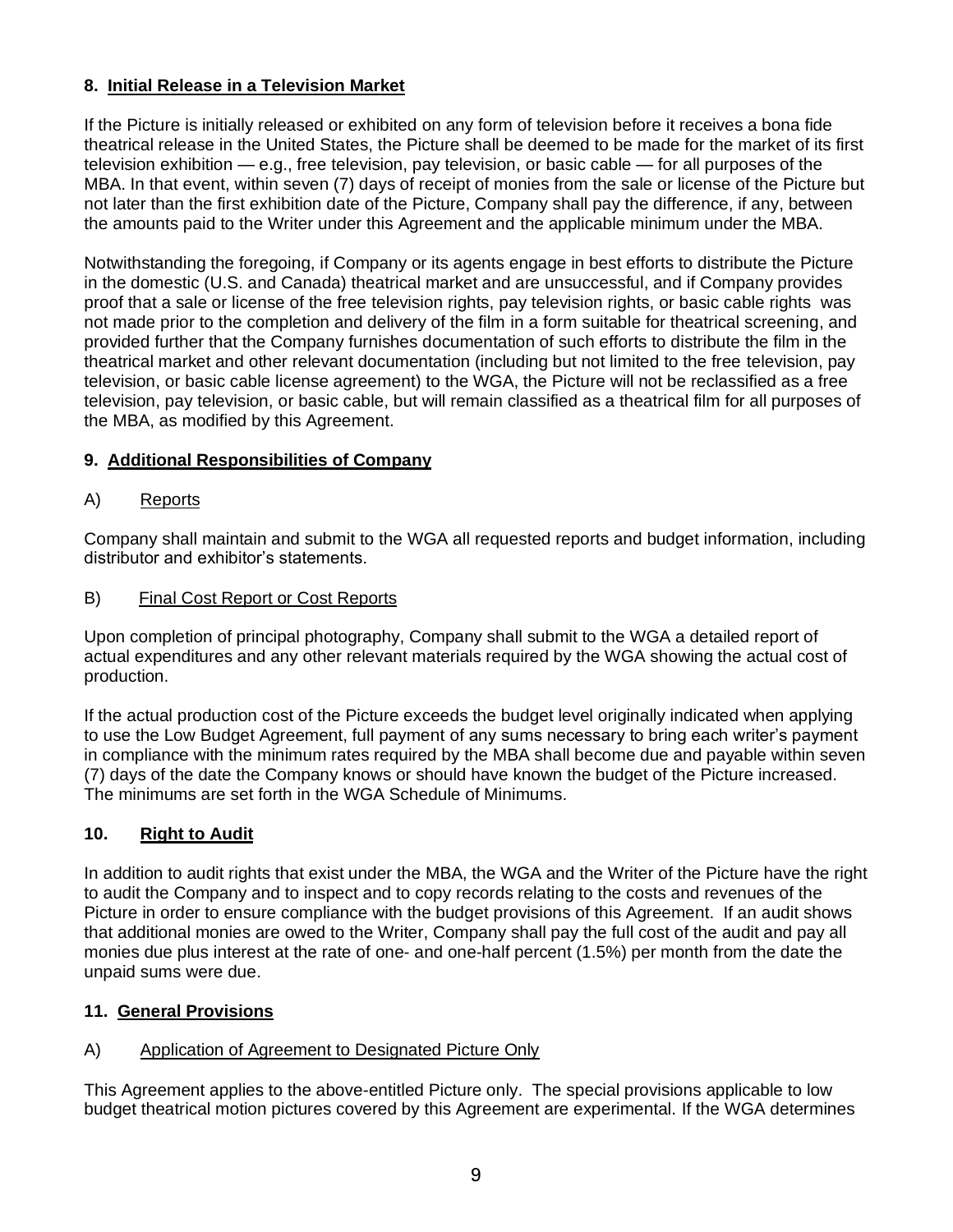## 8. Initial Release in a Television Market

If the Picture is initially released or exhibited on any form of television before it receives a bona fide theatrical release in the United States, the Picture shall be deemed to be made for the market of its first television exhibition — e.g., free television, pay television, or basic cable — for all purposes of the MBA. In that event, within seven (7) days of receipt of monies from the sale or license of the Picture but not later than the first exhibition date of the Picture, Company shall pay the difference, if any, between the amounts paid to the Writer under this Agreement and the applicable minimum under the MBA.

Notwithstanding the foregoing, if Company or its agents engage in best efforts to distribute the Picture in the domestic (U.S. and Canada) theatrical market and are unsuccessful, and if Company provides proof that a sale or license of the free television rights, pay television rights, or basic cable rights was not made prior to the completion and delivery of the film in a form suitable for theatrical screening, and provided further that the Company furnishes documentation of such efforts to distribute the film in the theatrical market and other relevant documentation (including but not limited to the free television, pay television, or basic cable license agreement) to the WGA, the Picture will not be reclassified as a free television, pay television, or basic cable, but will remain classified as a theatrical film for all purposes of the MBA, as modified by this Agreement.

## 9. Additional Responsibilities of Company

### A) Reports

Company shall maintain and submit to the WGA all requested reports and budget information, including distributor and exhibitor's statements.

### B) Final Cost Report or Cost Reports

Upon completion of principal photography, Company shall submit to the WGA a detailed report of actual expenditures and any other relevant materials required by the WGA showing the actual cost of production.

If the actual production cost of the Picture exceeds the budget level originally indicated when applying to use the Low Budget Agreement, full payment of any sums necessary to bring each writer's payment in compliance with the minimum rates required by the MBA shall become due and payable within seven (7) days of the date the Company knows or should have known the budget of the Picture increased. The minimums are set forth in the WGA Schedule of Minimums.

## 10. Right to Audit

In addition to audit rights that exist under the MBA, the WGA and the Writer of the Picture have the right to audit the Company and to inspect and to copy records relating to the costs and revenues of the Picture in order to ensure compliance with the budget provisions of this Agreement. If an audit shows that additional monies are owed to the Writer, Company shall pay the full cost of the audit and pay all monies due plus interest at the rate of one- and one-half percent (1.5%) per month from the date the unpaid sums were due.

## 11. General Provisions

### A) Application of Agreement to Designated Picture Only

This Agreement applies to the above-entitled Picture only. The special provisions applicable to low budget theatrical motion pictures covered by this Agreement are experimental. If the WGA determines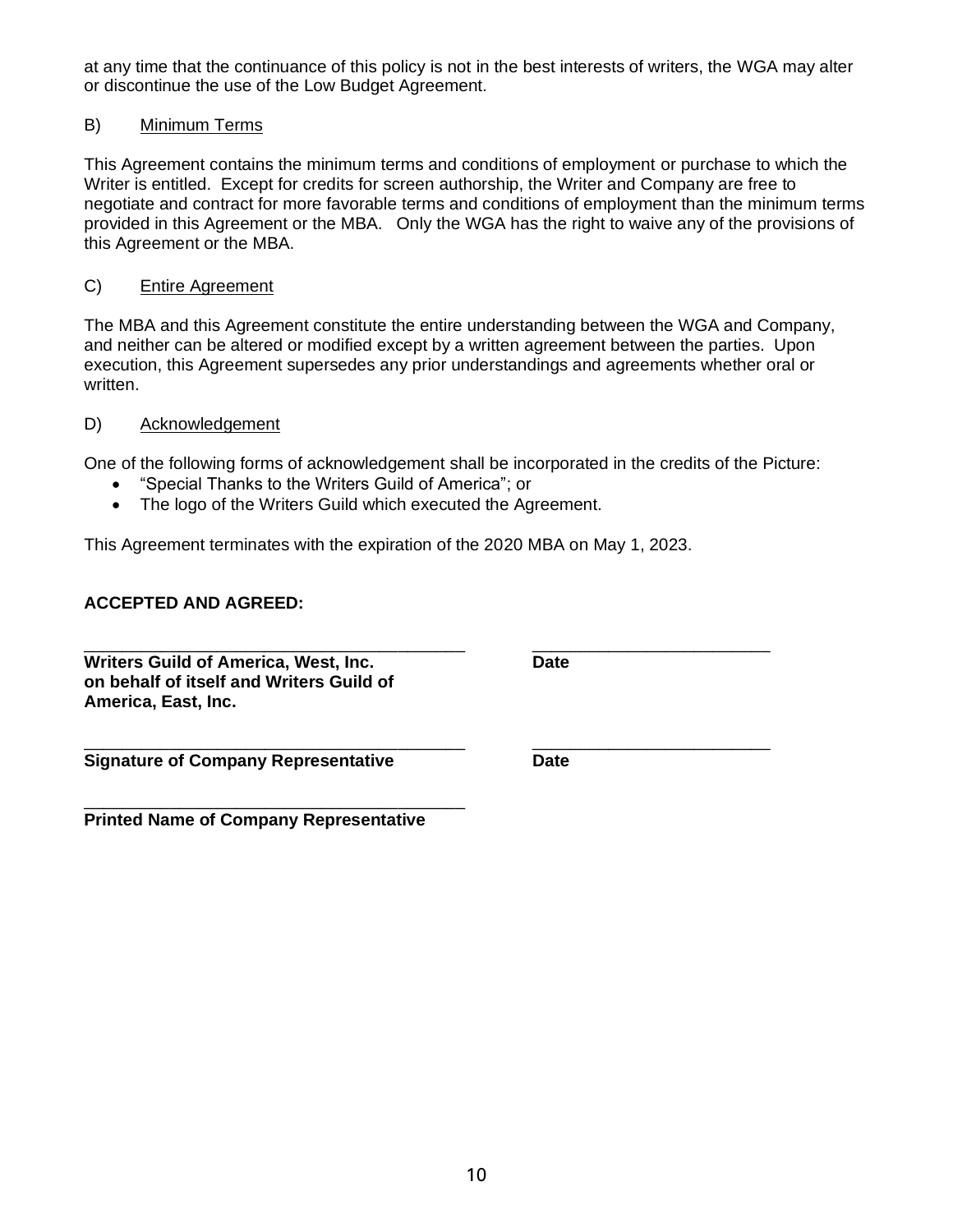at any time that the continuance of this policy is not in the best interests of writers, the WGA may alter or discontinue the use of the Low Budget Agreement.

B) Minimum Terms

This Agreement contains the minimum terms and conditions of employment or purchase to which the Writer is entitled. Except for credits for screen authorship, the Writer and Company are free to negotiate and contract for more favorable terms and conditions of employment than the minimum terms provided in this Agreement or the MBA. Only the WGA has the right to waive any of the provisions of this Agreement or the MBA.

C) Entire Agreement

The MBA and this Agreement constitute the entire understanding between the WGA and Company, and neither can be altered or modified except by a written agreement between the parties. Upon execution, this Agreement supersedes any prior understandings and agreements whether oral or written.

D) Acknowledgement

One of the following forms of acknowledgement shall be incorporated in the credits of the Picture:

- "Special Thanks to the Writers Guild of America"; or
- The logo of the Writers Guild which executed the Agreement.

This Agreement terminates with the expiration of the 2020 MBA on May 1, 2023.

**ACCEPTED AND AGREED:**

_________________________________________ _________________________
**Writers Guild of America, West, Inc. on behalf of itself and Writers Guild of America, East, Inc.** **Date**

_________________________________________ _________________________
**Signature of Company Representative** **Date**

_________________________________________
**Printed Name of Company Representative**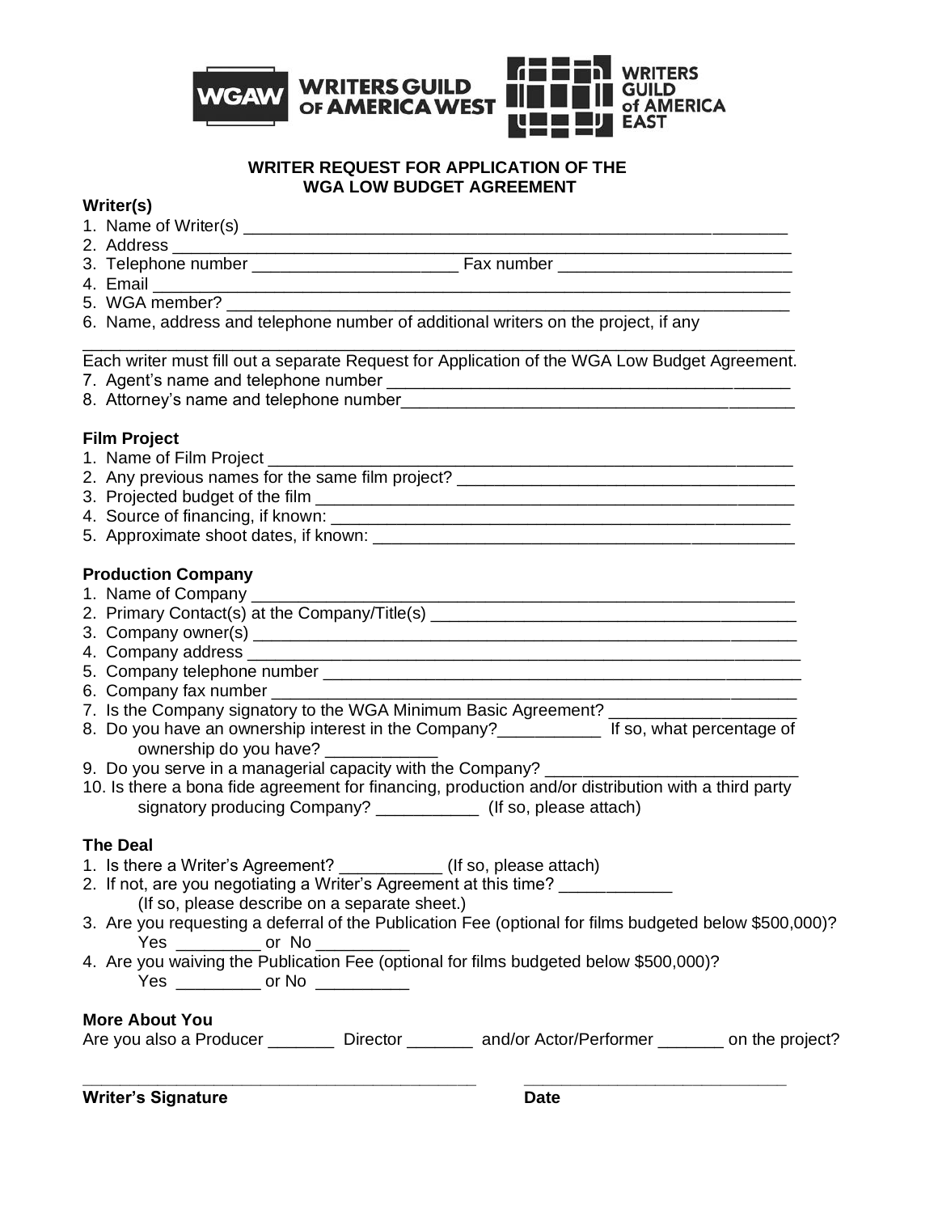WGAW WRITERS GUILD OF AMERICA WEST

WRITERS GUILD of AMERICA EAST

## WRITER REQUEST FOR APPLICATION OF THE WGA LOW BUDGET AGREEMENT

**Writer(s)**

1. Name of Writer(s) ____________________________________________________________
2. Address _____________________________________________________________________
3. Telephone number ______________________ Fax number __________________________
4. Email _______________________________________________________________________
5. WGA member? _________________________________________________________________
6. Name, address and telephone number of additional writers on the project, if any

______________________________________________________________________________

Each writer must fill out a separate Request for Application of the WGA Low Budget Agreement.

7. Agent's name and telephone number ___________________________________________
8. Attorney's name and telephone number__________________________________________

**Film Project**

1. Name of Film Project ________________________________________________________
2. Any previous names for the same film project? ____________________________________
3. Projected budget of the film ____________________________________________________
4. Source of financing, if known: __________________________________________________
5. Approximate shoot dates, if known: ______________________________________________

**Production Company**

1. Name of Company ___________________________________________________________
2. Primary Contact(s) at the Company/Title(s) _______________________________________
3. Company owner(s) ___________________________________________________________
4. Company address ___________________________________________________________
5. Company telephone number ___________________________________________________
6. Company fax number ________________________________________________________
7. Is the Company signatory to the WGA Minimum Basic Agreement? ____________________
8. Do you have an ownership interest in the Company?___________ If so, what percentage of ownership do you have? ____________
9. Do you serve in a managerial capacity with the Company? ___________________________
10. Is there a bona fide agreement for financing, production and/or distribution with a third party signatory producing Company? ___________ (If so, please attach)

**The Deal**

1. Is there a Writer's Agreement? ___________ (If so, please attach)
2. If not, are you negotiating a Writer's Agreement at this time? ____________ (If so, please describe on a separate sheet.)
3. Are you requesting a deferral of the Publication Fee (optional for films budgeted below $500,000)? Yes _________ or No __________
4. Are you waiving the Publication Fee (optional for films budgeted below $500,000)? Yes _________ or No __________

**More About You**

Are you also a Producer _______ Director _______ and/or Actor/Performer _______ on the project?

_____________________________________________ ______________________________

**Writer's Signature** **Date**